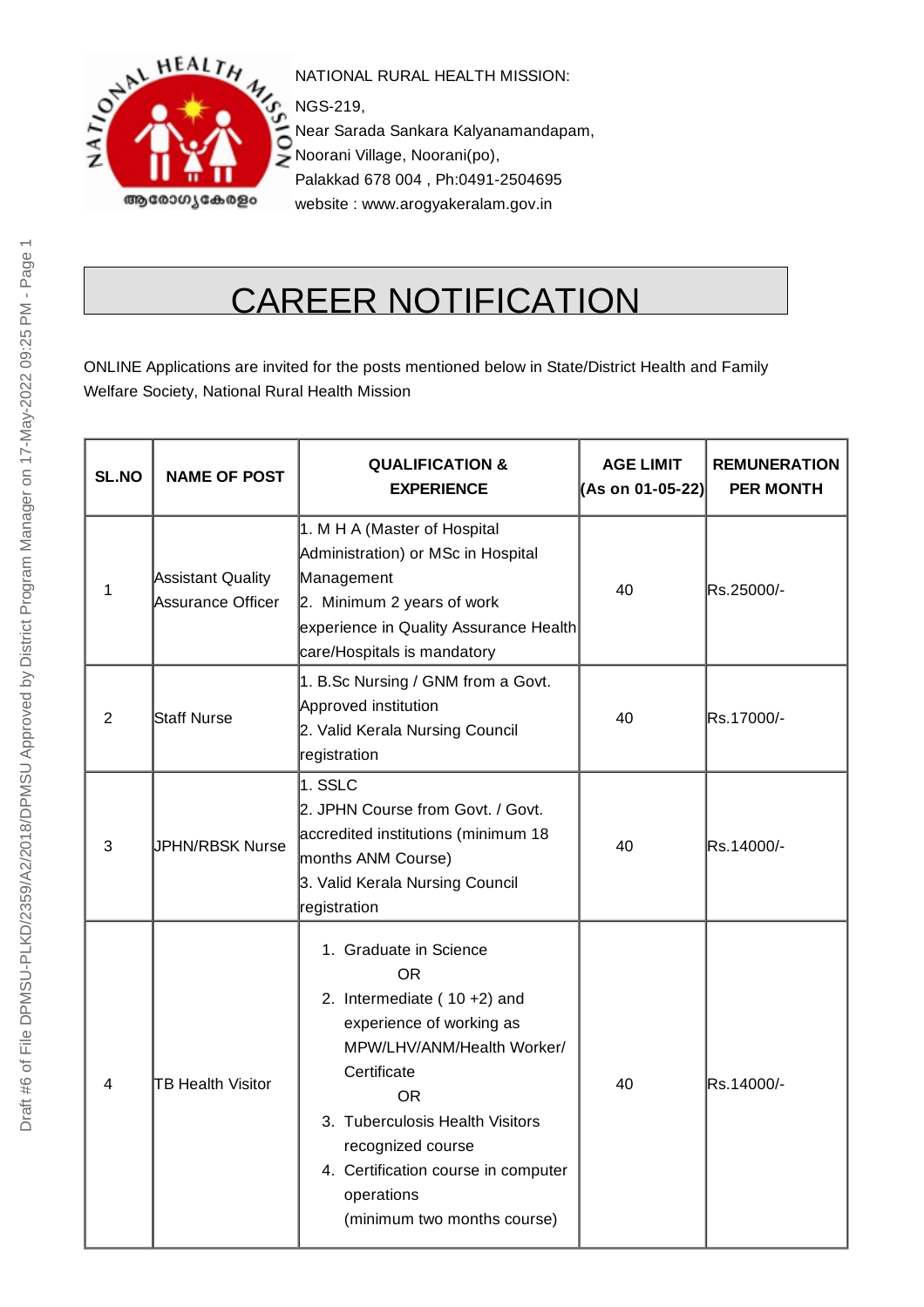NATIONAL RURAL HEALTH MISSION:
NGS-219,
Near Sarada Sankara Kalyanamandapam,
Noorani Village, Noorani(po),
Palakkad 678 004 , Ph:0491-2504695
website : www.arogyakeralam.gov.in

# CAREER NOTIFICATION

ONLINE Applications are invited for the posts mentioned below in State/District Health and Family Welfare Society, National Rural Health Mission

| SL.NO | NAME OF POST | QUALIFICATION & EXPERIENCE | AGE LIMIT (As on 01-05-22) | REMUNERATION PER MONTH |
|---|---|---|---|---|
| 1 | Assistant Quality Assurance Officer | 1. M H A (Master of Hospital Administration) or MSc in Hospital Management<br>2. Minimum 2 years of work experience in Quality Assurance Health care/Hospitals is mandatory | 40 | Rs.25000/- |
| 2 | Staff Nurse | 1. B.Sc Nursing / GNM from a Govt. Approved institution<br>2. Valid Kerala Nursing Council registration | 40 | Rs.17000/- |
| 3 | JPHN/RBSK Nurse | 1. SSLC<br>2. JPHN Course from Govt. / Govt. accredited institutions (minimum 18 months ANM Course)<br>3. Valid Kerala Nursing Council registration | 40 | Rs.14000/- |
| 4 | TB Health Visitor | 1. Graduate in Science<br>OR<br>2. Intermediate ( 10 +2) and experience of working as MPW/LHV/ANM/Health Worker/ Certificate<br>OR<br>3. Tuberculosis Health Visitors recognized course<br>4. Certification course in computer operations (minimum two months course) | 40 | Rs.14000/- |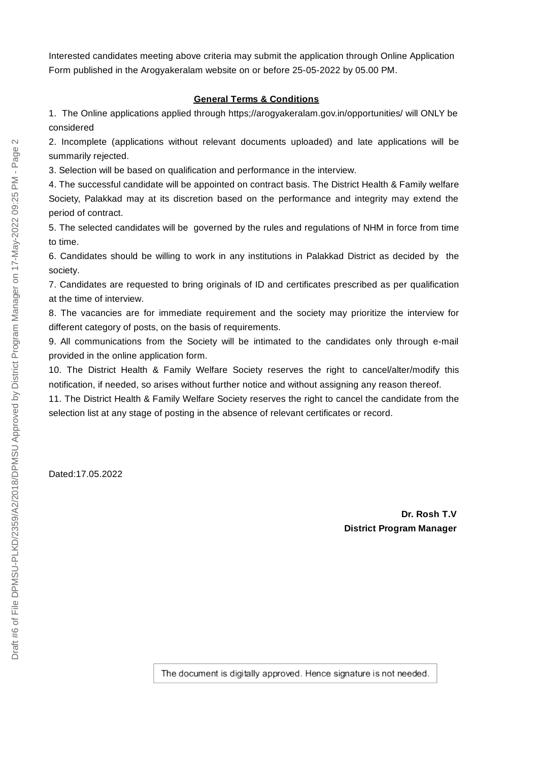Interested candidates meeting above criteria may submit the application through Online Application Form published in the Arogyakeralam website on or before 25-05-2022 by 05.00 PM.

**General Terms & Conditions**

1. The Online applications applied through https;//arogyakeralam.gov.in/opportunities/ will ONLY be considered
2. Incomplete (applications without relevant documents uploaded) and late applications will be summarily rejected.
3. Selection will be based on qualification and performance in the interview.
4. The successful candidate will be appointed on contract basis. The District Health & Family welfare Society, Palakkad may at its discretion based on the performance and integrity may extend the period of contract.
5. The selected candidates will be governed by the rules and regulations of NHM in force from time to time.
6. Candidates should be willing to work in any institutions in Palakkad District as decided by the society.
7. Candidates are requested to bring originals of ID and certificates prescribed as per qualification at the time of interview.
8. The vacancies are for immediate requirement and the society may prioritize the interview for different category of posts, on the basis of requirements.
9. All communications from the Society will be intimated to the candidates only through e-mail provided in the online application form.
10. The District Health & Family Welfare Society reserves the right to cancel/alter/modify this notification, if needed, so arises without further notice and without assigning any reason thereof.
11. The District Health & Family Welfare Society reserves the right to cancel the candidate from the selection list at any stage of posting in the absence of relevant certificates or record.

Dated:17.05.2022

**Dr. Rosh T.V**
**District Program Manager**

Draft #6 of File DPMSU-PLKD/2359/A2/2018/DPMSU Approved by District Program Manager on 17-May-2022 09:25 PM

The document is digitally approved. Hence signature is not needed.